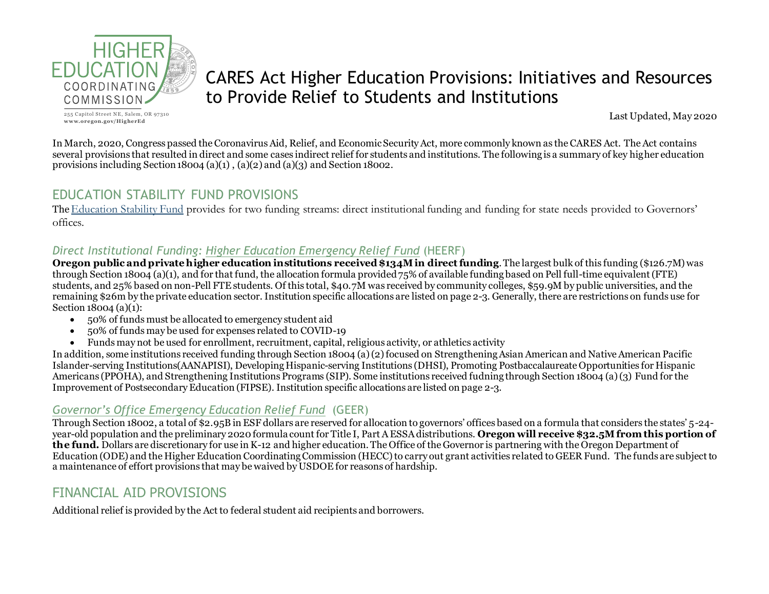HIGHER EDUCATION COORDINATING COMMISSION

255 Capitol Street NE, Salem, OR 97310
www.oregon.gov/HigherEd

# CARES Act Higher Education Provisions: Initiatives and Resources to Provide Relief to Students and Institutions

Last Updated, May 2020

In March, 2020, Congress passed the Coronavirus Aid, Relief, and Economic Security Act, more commonly known as the CARES Act. The Act contains several provisions that resulted in direct and some cases indirect relief for students and institutions. The following is a summary of key higher education provisions including Section 18004 (a)(1) , (a)(2) and (a)(3) and Section 18002.

## EDUCATION STABILITY FUND PROVISIONS

The Education Stability Fund provides for two funding streams: direct institutional funding and funding for state needs provided to Governors' offices.

### *Direct Institutional Funding: Higher Education Emergency Relief Fund* (HEERF)

**Oregon public and private higher education institutions received $134M in direct funding**. The largest bulk of this funding ($126.7M) was through Section 18004 (a)(1), and for that fund, the allocation formula provided 75% of available funding based on Pell full-time equivalent (FTE) students, and 25% based on non-Pell FTE students. Of this total, $40.7M was received by community colleges, $59.9M by public universities, and the remaining $26m by the private education sector. Institution specific allocations are listed on page 2-3. Generally, there are restrictions on funds use for Section 18004 (a)(1):

- 50% of funds must be allocated to emergency student aid
- 50% of funds may be used for expenses related to COVID-19
- Funds may not be used for enrollment, recruitment, capital, religious activity, or athletics activity

In addition, some institutions received funding through Section 18004 (a) (2) focused on Strengthening Asian American and Native American Pacific Islander-serving Institutions(AANAPISI), Developing Hispanic-serving Institutions (DHSI), Promoting Postbaccalaureate Opportunities for Hispanic Americans (PPOHA), and Strengthening Institutions Programs (SIP). Some institutions received fudning through Section 18004 (a) (3) Fund for the Improvement of Postsecondary Education (FIPSE). Institution specific allocations are listed on page 2-3.

### *Governor's Office Emergency Education Relief Fund* (GEER)

Through Section 18002, a total of $2.95B in ESF dollars are reserved for allocation to governors' offices based on a formula that considers the states' 5-24-year-old population and the preliminary 2020 formula count for Title I, Part A ESSA distributions. **Oregon will receive $32.5M from this portion of the fund.** Dollars are discretionary for use in K-12 and higher education. The Office of the Governor is partnering with the Oregon Department of Education (ODE) and the Higher Education Coordinating Commission (HECC) to carry out grant activities related to GEER Fund. The funds are subject to a maintenance of effort provisions that may be waived by USDOE for reasons of hardship.

## FINANCIAL AID PROVISIONS

Additional relief is provided by the Act to federal student aid recipients and borrowers.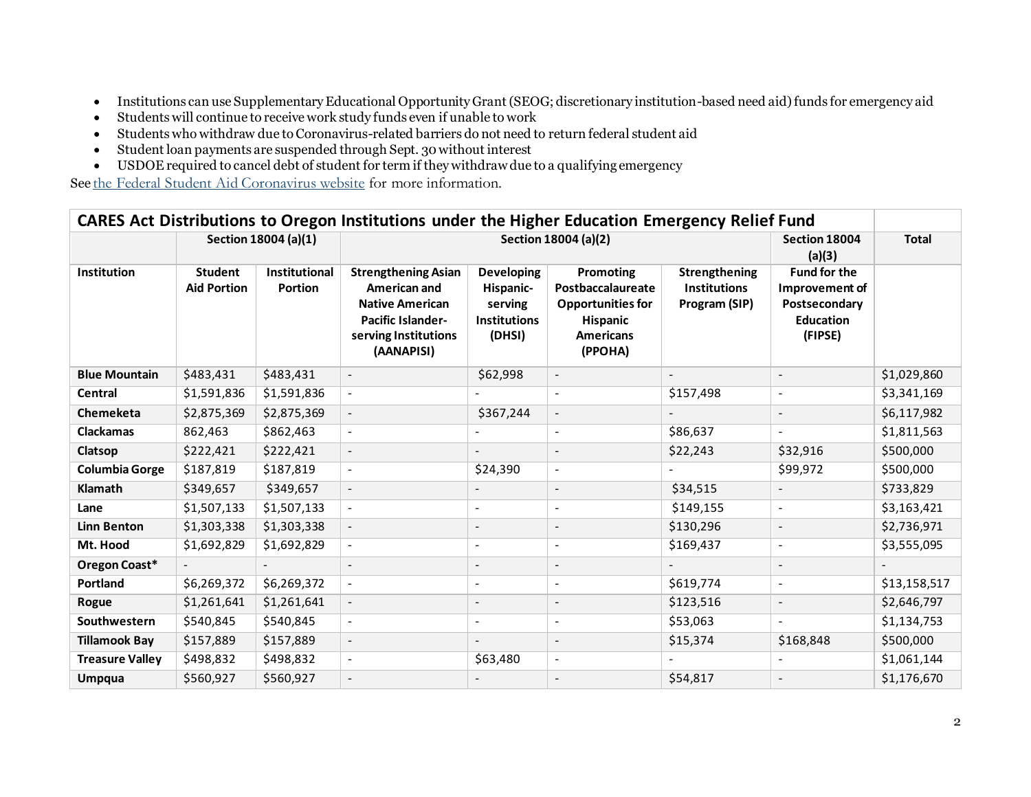- Institutions can use Supplementary Educational Opportunity Grant (SEOG; discretionary institution-based need aid) funds for emergency aid
- Students will continue to receive work study funds even if unable to work
- Students who withdraw due to Coronavirus-related barriers do not need to return federal student aid
- Student loan payments are suspended through Sept. 30 without interest
- USDOE required to cancel debt of student for term if they withdraw due to a qualifying emergency

See the Federal Student Aid Coronavirus website for more information.

| **CARES Act Distributions to Oregon Institutions under the Higher Education Emergency Relief Fund** | | | | | | | | |
|---|---|---|---|---|---|---|---|---|
| | **Section 18004 (a)(1)** | | **Section 18004 (a)(2)** | | | | **Section 18004 (a)(3)** | **Total** |
| **Institution** | **Student Aid Portion** | **Institutional Portion** | **Strengthening Asian American and Native American Pacific Islander-serving Institutions (AANAPISI)** | **Developing Hispanic-serving Institutions (DHSI)** | **Promoting Postbaccalaureate Opportunities for Hispanic Americans (PPOHA)** | **Strengthening Institutions Program (SIP)** | **Fund for the Improvement of Postsecondary Education (FIPSE)** | |
| **Blue Mountain** | $483,431 | $483,431 | - | $62,998 | - | - | - | $1,029,860 |
| **Central** | $1,591,836 | $1,591,836 | - | - | - | $157,498 | - | $3,341,169 |
| **Chemeketa** | $2,875,369 | $2,875,369 | - | $367,244 | - | - | - | $6,117,982 |
| **Clackamas** | 862,463 | $862,463 | - | - | - | $86,637 | - | $1,811,563 |
| **Clatsop** | $222,421 | $222,421 | - | - | - | $22,243 | $32,916 | $500,000 |
| **Columbia Gorge** | $187,819 | $187,819 | - | $24,390 | - | - | $99,972 | $500,000 |
| **Klamath** | $349,657 | $349,657 | - | - | - | $34,515 | - | $733,829 |
| **Lane** | $1,507,133 | $1,507,133 | - | - | - | $149,155 | - | $3,163,421 |
| **Linn Benton** | $1,303,338 | $1,303,338 | - | - | - | $130,296 | - | $2,736,971 |
| **Mt. Hood** | $1,692,829 | $1,692,829 | - | - | - | $169,437 | - | $3,555,095 |
| **Oregon Coast*** | - | - | - | - | - | - | - | - |
| **Portland** | $6,269,372 | $6,269,372 | - | - | - | $619,774 | - | $13,158,517 |
| **Rogue** | $1,261,641 | $1,261,641 | - | - | - | $123,516 | - | $2,646,797 |
| **Southwestern** | $540,845 | $540,845 | - | - | - | $53,063 | - | $1,134,753 |
| **Tillamook Bay** | $157,889 | $157,889 | - | - | - | $15,374 | $168,848 | $500,000 |
| **Treasure Valley** | $498,832 | $498,832 | - | $63,480 | - | - | - | $1,061,144 |
| **Umpqua** | $560,927 | $560,927 | - | - | - | $54,817 | - | $1,176,670 |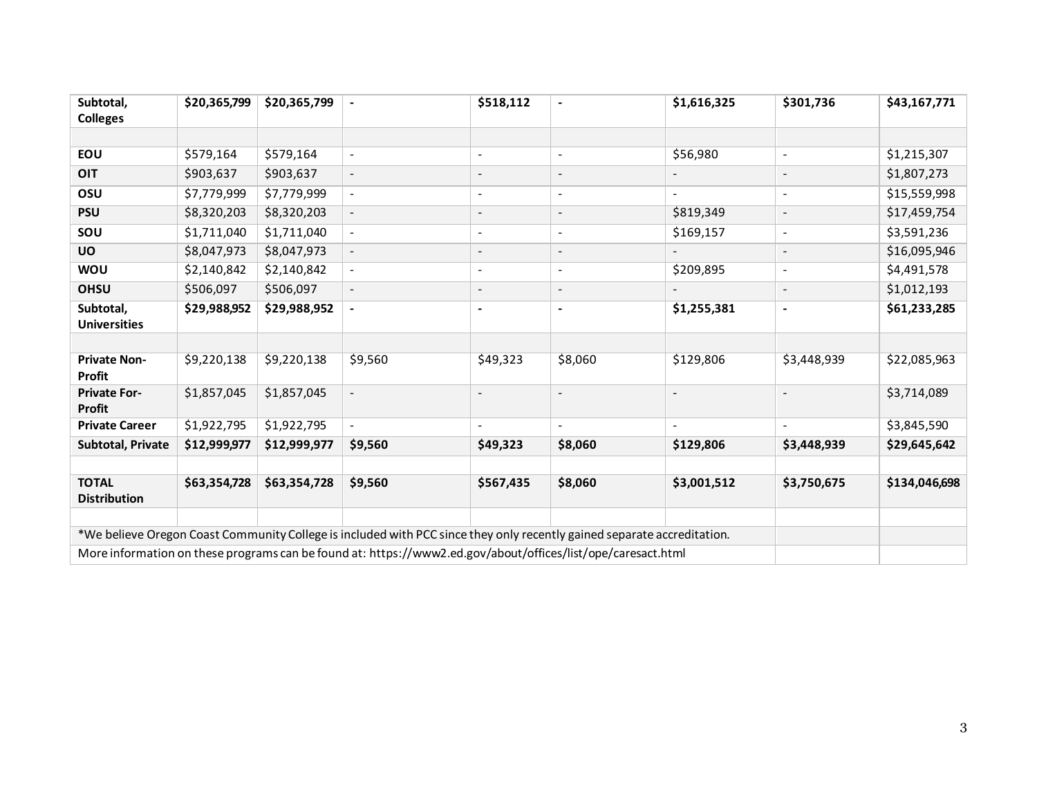| | | | | | | | | |
|---|---|---|---|---|---|---|---|---|
| **Subtotal, Colleges** | **$20,365,799** | **$20,365,799** | **-** | **$518,112** | **-** | **$1,616,325** | **$301,736** | **$43,167,771** |
| | | | | | | | | |
| **EOU** | $579,164 | $579,164 | - | - | - | $56,980 | - | $1,215,307 |
| **OIT** | $903,637 | $903,637 | - | - | - | - | - | $1,807,273 |
| **OSU** | $7,779,999 | $7,779,999 | - | - | - | - | - | $15,559,998 |
| **PSU** | $8,320,203 | $8,320,203 | - | - | - | $819,349 | - | $17,459,754 |
| **SOU** | $1,711,040 | $1,711,040 | - | - | - | $169,157 | - | $3,591,236 |
| **UO** | $8,047,973 | $8,047,973 | - | - | - | - | - | $16,095,946 |
| **WOU** | $2,140,842 | $2,140,842 | - | - | - | $209,895 | - | $4,491,578 |
| **OHSU** | $506,097 | $506,097 | - | - | - | - | - | $1,012,193 |
| **Subtotal, Universities** | **$29,988,952** | **$29,988,952** | **-** | **-** | **-** | **$1,255,381** | **-** | **$61,233,285** |
| | | | | | | | | |
| **Private Non-Profit** | $9,220,138 | $9,220,138 | $9,560 | $49,323 | $8,060 | $129,806 | $3,448,939 | $22,085,963 |
| **Private For-Profit** | $1,857,045 | $1,857,045 | - | - | - | - | - | $3,714,089 |
| **Private Career** | $1,922,795 | $1,922,795 | - | - | - | - | - | $3,845,590 |
| **Subtotal, Private** | **$12,999,977** | **$12,999,977** | **$9,560** | **$49,323** | **$8,060** | **$129,806** | **$3,448,939** | **$29,645,642** |
| | | | | | | | | |
| **TOTAL Distribution** | **$63,354,728** | **$63,354,728** | **$9,560** | **$567,435** | **$8,060** | **$3,001,512** | **$3,750,675** | **$134,046,698** |
| | | | | | | | | |
| *We believe Oregon Coast Community College is included with PCC since they only recently gained separate accreditation. | | | | | | | | |
| More information on these programs can be found at: https://www2.ed.gov/about/offices/list/ope/caresact.html | | | | | | | | |